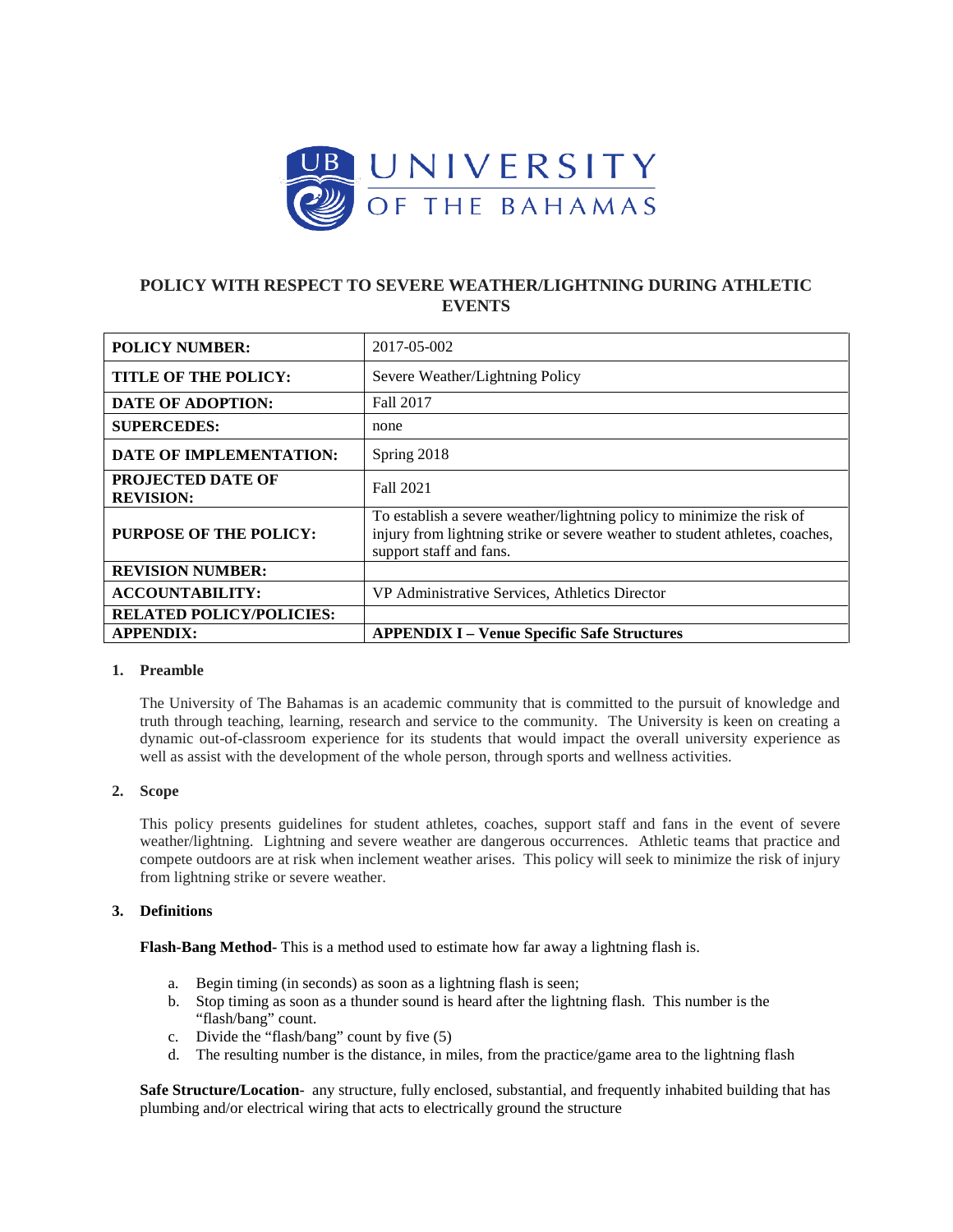# POLICY WITH RESPECT TO SEVERE WEATHER/LIGHTNING DURING ATHLETIC EVENTS

| | |
|---|---|
| **POLICY NUMBER:** | 2017-05-002 |
| **TITLE OF THE POLICY:** | Severe Weather/Lightning Policy |
| **DATE OF ADOPTION:** | Fall 2017 |
| **SUPERCEDES:** | none |
| **DATE OF IMPLEMENTATION:** | Spring 2018 |
| **PROJECTED DATE OF REVISION:** | Fall 2021 |
| **PURPOSE OF THE POLICY:** | To establish a severe weather/lightning policy to minimize the risk of injury from lightning strike or severe weather to student athletes, coaches, support staff and fans. |
| **REVISION NUMBER:** | |
| **ACCOUNTABILITY:** | VP Administrative Services, Athletics Director |
| **RELATED POLICY/POLICIES:** | |
| **APPENDIX:** | **APPENDIX I – Venue Specific Safe Structures** |

## 1. Preamble

The University of The Bahamas is an academic community that is committed to the pursuit of knowledge and truth through teaching, learning, research and service to the community. The University is keen on creating a dynamic out-of-classroom experience for its students that would impact the overall university experience as well as assist with the development of the whole person, through sports and wellness activities.

## 2. Scope

This policy presents guidelines for student athletes, coaches, support staff and fans in the event of severe weather/lightning. Lightning and severe weather are dangerous occurrences. Athletic teams that practice and compete outdoors are at risk when inclement weather arises. This policy will seek to minimize the risk of injury from lightning strike or severe weather.

## 3. Definitions

**Flash-Bang Method**- This is a method used to estimate how far away a lightning flash is.

a. Begin timing (in seconds) as soon as a lightning flash is seen;
b. Stop timing as soon as a thunder sound is heard after the lightning flash. This number is the "flash/bang" count.
c. Divide the "flash/bang" count by five (5)
d. The resulting number is the distance, in miles, from the practice/game area to the lightning flash

**Safe Structure/Location**- any structure, fully enclosed, substantial, and frequently inhabited building that has plumbing and/or electrical wiring that acts to electrically ground the structure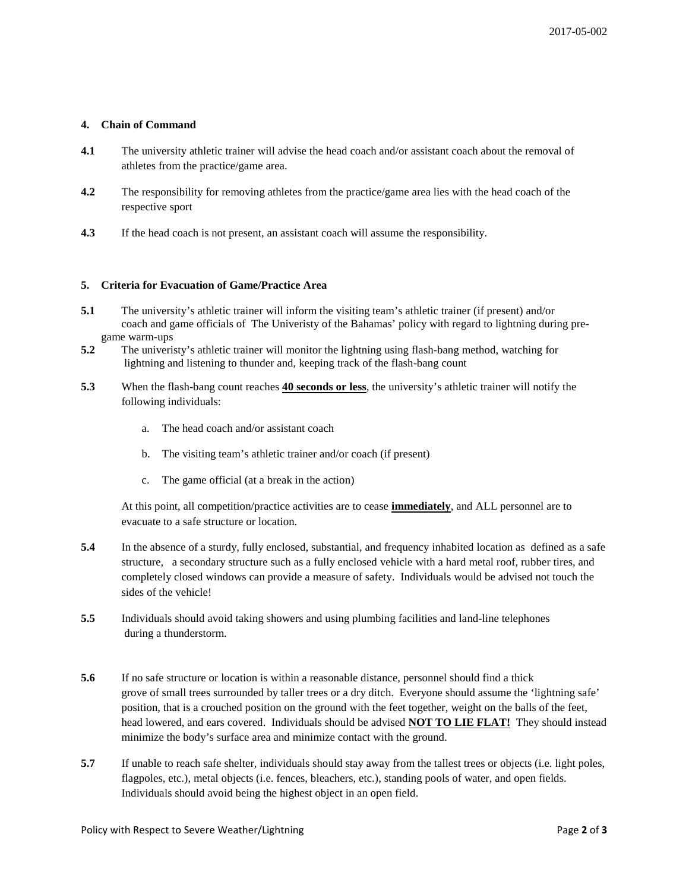### 4. Chain of Command

**4.1** The university athletic trainer will advise the head coach and/or assistant coach about the removal of athletes from the practice/game area.

**4.2** The responsibility for removing athletes from the practice/game area lies with the head coach of the respective sport

**4.3** If the head coach is not present, an assistant coach will assume the responsibility.

### 5. Criteria for Evacuation of Game/Practice Area

**5.1** The university's athletic trainer will inform the visiting team's athletic trainer (if present) and/or coach and game officials of The Univeristy of the Bahamas' policy with regard to lightning during pre-game warm-ups

**5.2** The univeristy's athletic trainer will monitor the lightning using flash-bang method, watching for lightning and listening to thunder and, keeping track of the flash-bang count

**5.3** When the flash-bang count reaches **40 seconds or less**, the university's athletic trainer will notify the following individuals:

a. The head coach and/or assistant coach

b. The visiting team's athletic trainer and/or coach (if present)

c. The game official (at a break in the action)

At this point, all competition/practice activities are to cease **immediately**, and ALL personnel are to evacuate to a safe structure or location.

**5.4** In the absence of a sturdy, fully enclosed, substantial, and frequency inhabited location as defined as a safe structure, a secondary structure such as a fully enclosed vehicle with a hard metal roof, rubber tires, and completely closed windows can provide a measure of safety. Individuals would be advised not touch the sides of the vehicle!

**5.5** Individuals should avoid taking showers and using plumbing facilities and land-line telephones during a thunderstorm.

**5.6** If no safe structure or location is within a reasonable distance, personnel should find a thick grove of small trees surrounded by taller trees or a dry ditch. Everyone should assume the 'lightning safe' position, that is a crouched position on the ground with the feet together, weight on the balls of the feet, head lowered, and ears covered. Individuals should be advised **NOT TO LIE FLAT!** They should instead minimize the body's surface area and minimize contact with the ground.

**5.7** If unable to reach safe shelter, individuals should stay away from the tallest trees or objects (i.e. light poles, flagpoles, etc.), metal objects (i.e. fences, bleachers, etc.), standing pools of water, and open fields. Individuals should avoid being the highest object in an open field.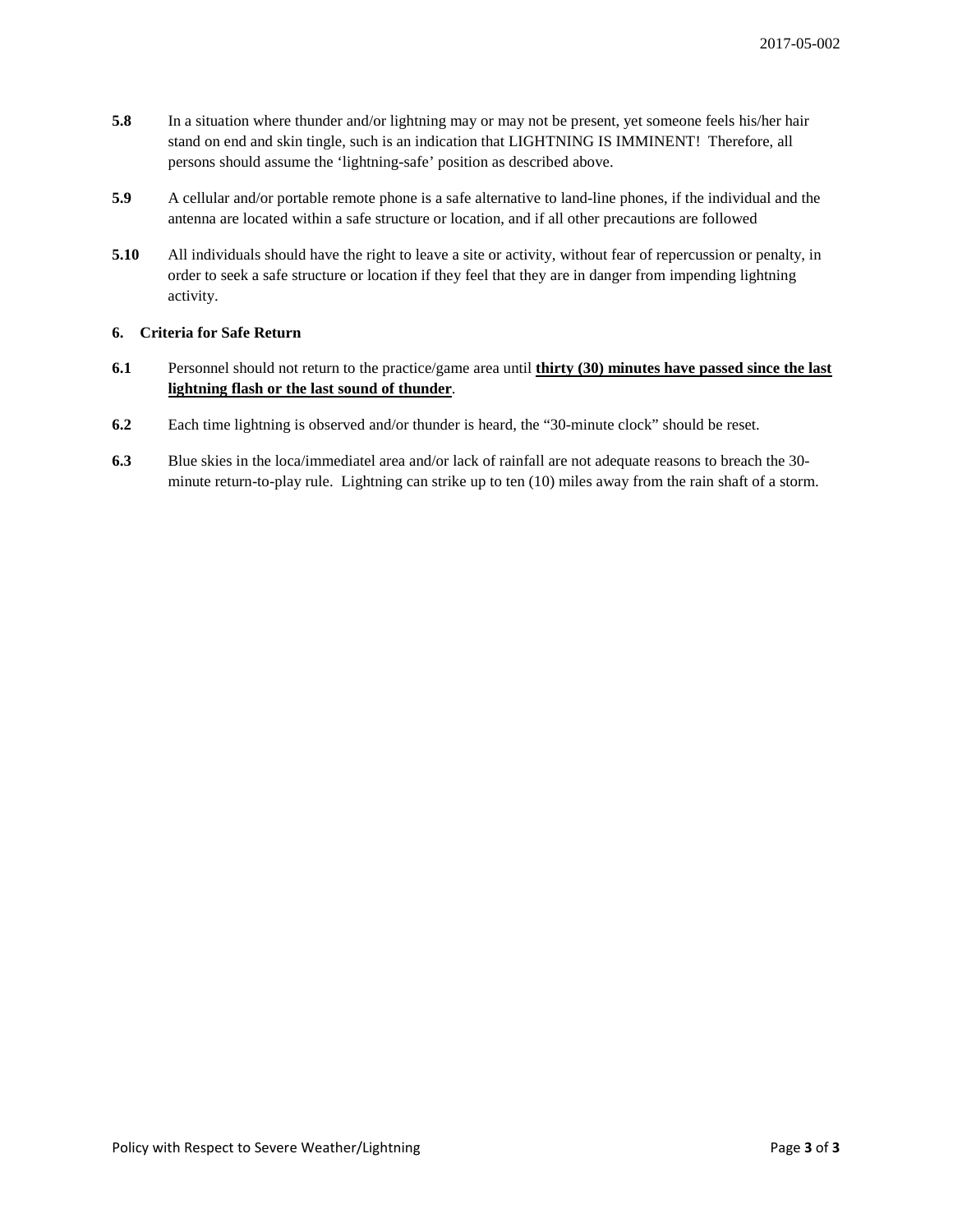**5.8** In a situation where thunder and/or lightning may or may not be present, yet someone feels his/her hair stand on end and skin tingle, such is an indication that LIGHTNING IS IMMINENT! Therefore, all persons should assume the 'lightning-safe' position as described above.

**5.9** A cellular and/or portable remote phone is a safe alternative to land-line phones, if the individual and the antenna are located within a safe structure or location, and if all other precautions are followed

**5.10** All individuals should have the right to leave a site or activity, without fear of repercussion or penalty, in order to seek a safe structure or location if they feel that they are in danger from impending lightning activity.

### 6. Criteria for Safe Return

**6.1** Personnel should not return to the practice/game area until **<u>thirty (30) minutes have passed since the last lightning flash or the last sound of thunder</u>**.

**6.2** Each time lightning is observed and/or thunder is heard, the "30-minute clock" should be reset.

**6.3** Blue skies in the loca/immediatel area and/or lack of rainfall are not adequate reasons to breach the 30-minute return-to-play rule. Lightning can strike up to ten (10) miles away from the rain shaft of a storm.